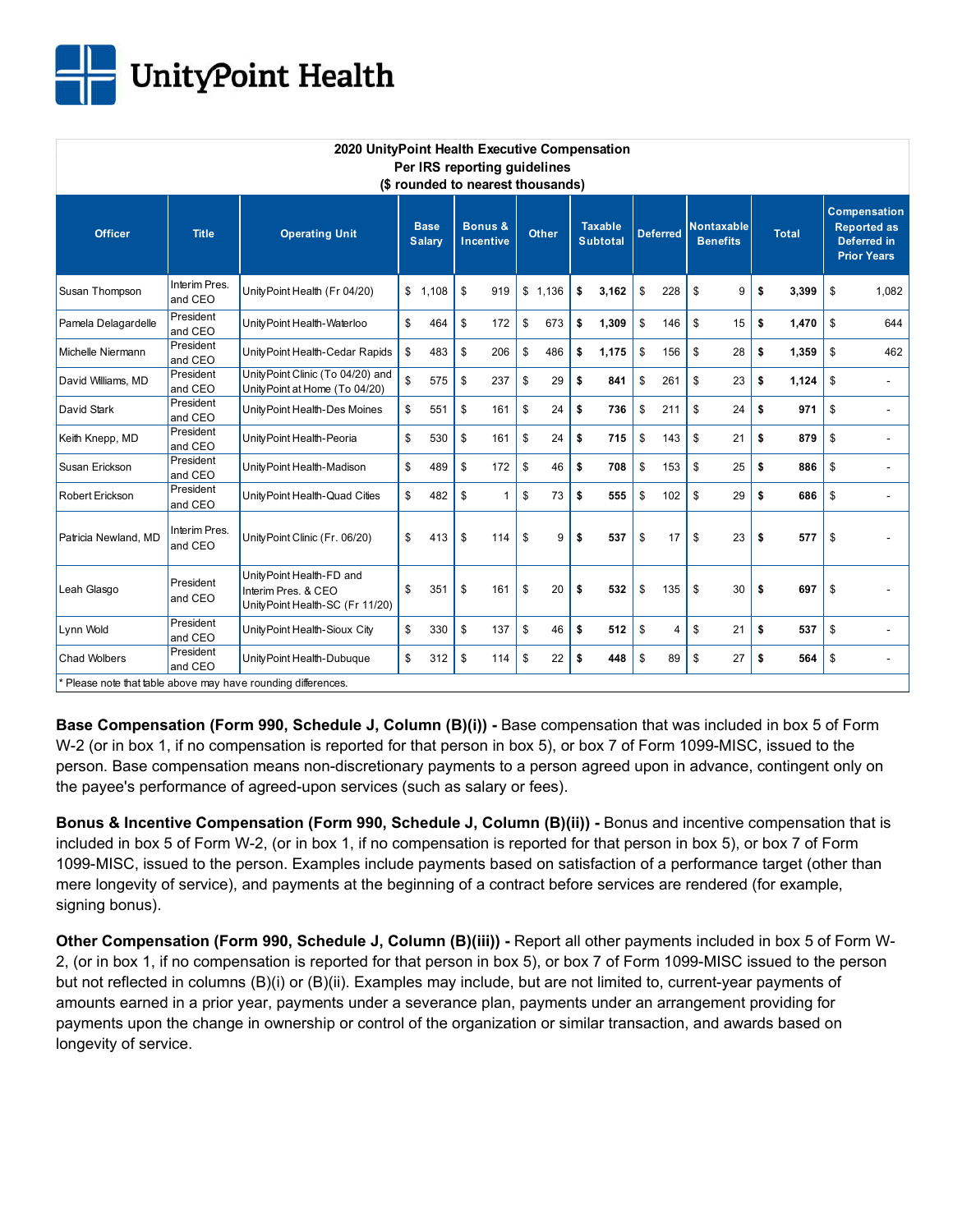UnityPoint Health

| 2020 UnityPoint Health Executive Compensation<br>Per IRS reporting guidelines<br>($ rounded to nearest thousands) | | | | | | | | | | |
|---|---|---|---|---|---|---|---|---|---|---|
| **Officer** | **Title** | **Operating Unit** | **Base Salary** | **Bonus & Incentive** | **Other** | **Taxable Subtotal** | **Deferred** | **Nontaxable Benefits** | **Total** | **Compensation Reported as Deferred in Prior Years** |
| Susan Thompson | Interim Pres. and CEO | UnityPoint Health (Fr 04/20) | $ 1,108 | $ 919 | $ 1,136 | **$ 3,162** | $ 228 | $ 9 | **$ 3,399** | $ 1,082 |
| Pamela Delagardelle | President and CEO | UnityPoint Health-Waterloo | $ 464 | $ 172 | $ 673 | **$ 1,309** | $ 146 | $ 15 | **$ 1,470** | $ 644 |
| Michelle Niermann | President and CEO | UnityPoint Health-Cedar Rapids | $ 483 | $ 206 | $ 486 | **$ 1,175** | $ 156 | $ 28 | **$ 1,359** | $ 462 |
| David Williams, MD | President and CEO | UnityPoint Clinic (To 04/20) and UnityPoint at Home (To 04/20) | $ 575 | $ 237 | $ 29 | **$ 841** | $ 261 | $ 23 | **$ 1,124** | $ - |
| David Stark | President and CEO | UnityPoint Health-Des Moines | $ 551 | $ 161 | $ 24 | **$ 736** | $ 211 | $ 24 | **$ 971** | $ - |
| Keith Knepp, MD | President and CEO | UnityPoint Health-Peoria | $ 530 | $ 161 | $ 24 | **$ 715** | $ 143 | $ 21 | **$ 879** | $ - |
| Susan Erickson | President and CEO | UnityPoint Health-Madison | $ 489 | $ 172 | $ 46 | **$ 708** | $ 153 | $ 25 | **$ 886** | $ - |
| Robert Erickson | President and CEO | UnityPoint Health-Quad Cities | $ 482 | $ 1 | $ 73 | **$ 555** | $ 102 | $ 29 | **$ 686** | $ - |
| Patricia Newland, MD | Interim Pres. and CEO | UnityPoint Clinic (Fr. 06/20) | $ 413 | $ 114 | $ 9 | **$ 537** | $ 17 | $ 23 | **$ 577** | $ - |
| Leah Glasgo | President and CEO | UnityPoint Health-FD and Interim Pres. & CEO UnityPoint Health-SC (Fr 11/20) | $ 351 | $ 161 | $ 20 | **$ 532** | $ 135 | $ 30 | **$ 697** | $ - |
| Lynn Wold | President and CEO | UnityPoint Health-Sioux City | $ 330 | $ 137 | $ 46 | **$ 512** | $ 4 | $ 21 | **$ 537** | $ - |
| Chad Wolbers | President and CEO | UnityPoint Health-Dubuque | $ 312 | $ 114 | $ 22 | **$ 448** | $ 89 | $ 27 | **$ 564** | $ - |

* Please note that table above may have rounding differences.

**Base Compensation (Form 990, Schedule J, Column (B)(i)) -** Base compensation that was included in box 5 of Form W-2 (or in box 1, if no compensation is reported for that person in box 5), or box 7 of Form 1099-MISC, issued to the person. Base compensation means non-discretionary payments to a person agreed upon in advance, contingent only on the payee's performance of agreed-upon services (such as salary or fees).

**Bonus & Incentive Compensation (Form 990, Schedule J, Column (B)(ii)) -** Bonus and incentive compensation that is included in box 5 of Form W-2, (or in box 1, if no compensation is reported for that person in box 5), or box 7 of Form 1099-MISC, issued to the person. Examples include payments based on satisfaction of a performance target (other than mere longevity of service), and payments at the beginning of a contract before services are rendered (for example, signing bonus).

**Other Compensation (Form 990, Schedule J, Column (B)(iii)) -** Report all other payments included in box 5 of Form W-2, (or in box 1, if no compensation is reported for that person in box 5), or box 7 of Form 1099-MISC issued to the person but not reflected in columns (B)(i) or (B)(ii). Examples may include, but are not limited to, current-year payments of amounts earned in a prior year, payments under a severance plan, payments under an arrangement providing for payments upon the change in ownership or control of the organization or similar transaction, and awards based on longevity of service.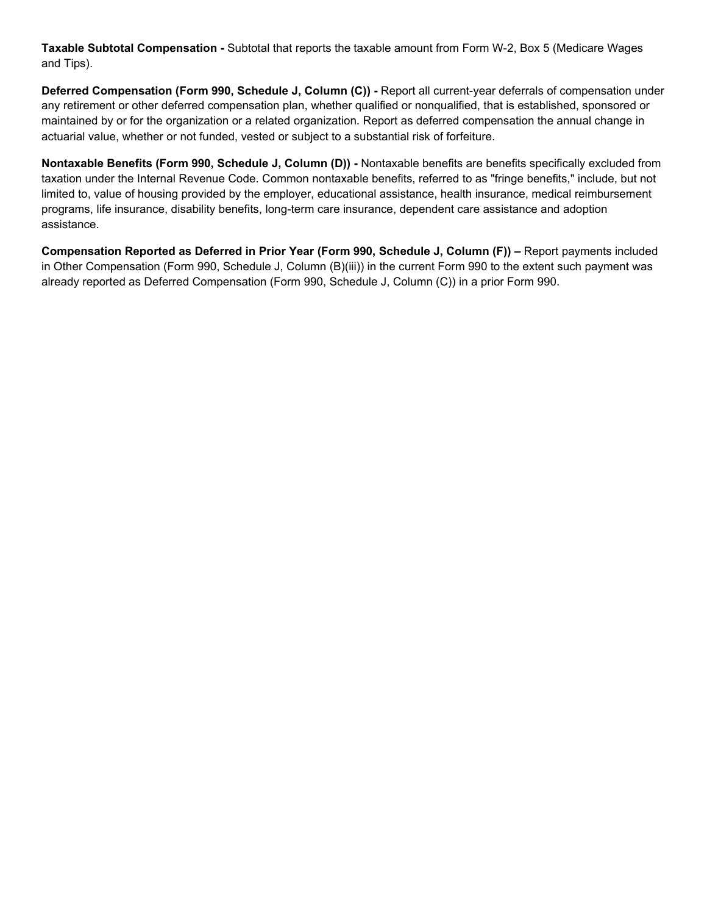**Taxable Subtotal Compensation -** Subtotal that reports the taxable amount from Form W-2, Box 5 (Medicare Wages and Tips).

**Deferred Compensation (Form 990, Schedule J, Column (C)) -** Report all current-year deferrals of compensation under any retirement or other deferred compensation plan, whether qualified or nonqualified, that is established, sponsored or maintained by or for the organization or a related organization. Report as deferred compensation the annual change in actuarial value, whether or not funded, vested or subject to a substantial risk of forfeiture.

**Nontaxable Benefits (Form 990, Schedule J, Column (D)) -** Nontaxable benefits are benefits specifically excluded from taxation under the Internal Revenue Code. Common nontaxable benefits, referred to as "fringe benefits," include, but not limited to, value of housing provided by the employer, educational assistance, health insurance, medical reimbursement programs, life insurance, disability benefits, long-term care insurance, dependent care assistance and adoption assistance.

**Compensation Reported as Deferred in Prior Year (Form 990, Schedule J, Column (F)) –** Report payments included in Other Compensation (Form 990, Schedule J, Column (B)(iii)) in the current Form 990 to the extent such payment was already reported as Deferred Compensation (Form 990, Schedule J, Column (C)) in a prior Form 990.